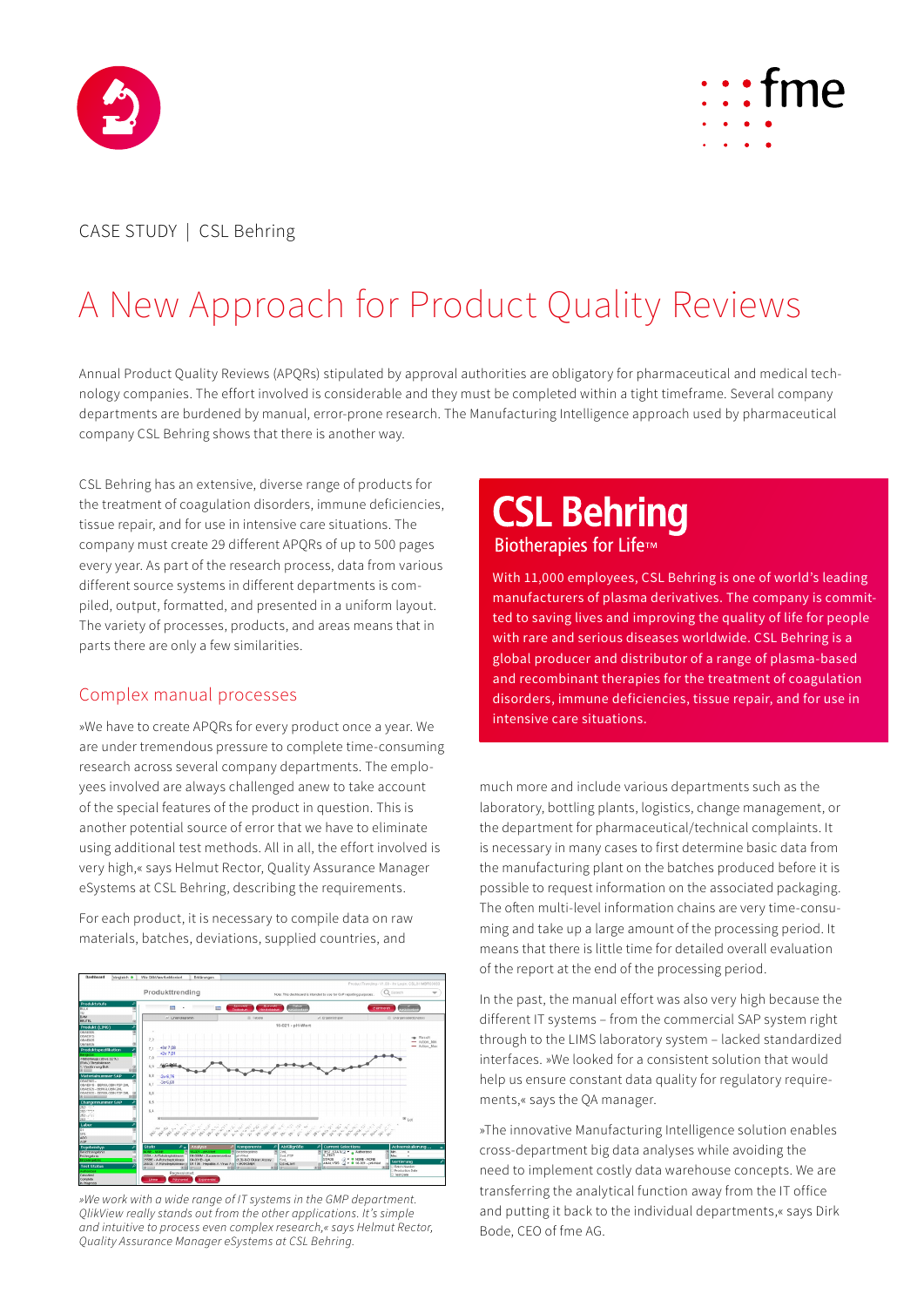CASE STUDY | CSL Behring

# A New Approach for Product Quality Reviews

Annual Product Quality Reviews (APQRs) stipulated by approval authorities are obligatory for pharmaceutical and medical technology companies. The effort involved is considerable and they must be completed within a tight timeframe. Several company departments are burdened by manual, error-prone research. The Manufacturing Intelligence approach used by pharmaceutical company CSL Behring shows that there is another way.

CSL Behring has an extensive, diverse range of products for the treatment of coagulation disorders, immune deficiencies, tissue repair, and for use in intensive care situations. The company must create 29 different APQRs of up to 500 pages every year. As part of the research process, data from various different source systems in different departments is compiled, output, formatted, and presented in a uniform layout. The variety of processes, products, and areas means that in parts there are only a few similarities.

**CSL Behring**
**Biotherapies for Life™**

With 11,000 employees, CSL Behring is one of world's leading manufacturers of plasma derivatives. The company is committed to saving lives and improving the quality of life for people with rare and serious diseases worldwide. CSL Behring is a global producer and distributor of a range of plasma-based and recombinant therapies for the treatment of coagulation disorders, immune deficiencies, tissue repair, and for use in intensive care situations.

## Complex manual processes

»We have to create APQRs for every product once a year. We are under tremendous pressure to complete time-consuming research across several company departments. The employees involved are always challenged anew to take account of the special features of the product in question. This is another potential source of error that we have to eliminate using additional test methods. All in all, the effort involved is very high,« says Helmut Rector, Quality Assurance Manager eSystems at CSL Behring, describing the requirements.

For each product, it is necessary to compile data on raw materials, batches, deviations, supplied countries, and much more and include various departments such as the laboratory, bottling plants, logistics, change management, or the department for pharmaceutical/technical complaints. It is necessary in many cases to first determine basic data from the manufacturing plant on the batches produced before it is possible to request information on the associated packaging. The often multi-level information chains are very time-consuming and take up a large amount of the processing period. It means that there is little time for detailed overall evaluation of the report at the end of the processing period.

*»We work with a wide range of IT systems in the GMP department. QlikView really stands out from the other applications. It's simple and intuitive to process even complex research,« says Helmut Rector, Quality Assurance Manager eSystems at CSL Behring.*

In the past, the manual effort was also very high because the different IT systems – from the commercial SAP system right through to the LIMS laboratory system – lacked standardized interfaces. »We looked for a consistent solution that would help us ensure constant data quality for regulatory requirements,« says the QA manager.

»The innovative Manufacturing Intelligence solution enables cross-department big data analyses while avoiding the need to implement costly data warehouse concepts. We are transferring the analytical function away from the IT office and putting it back to the individual departments,« says Dirk Bode, CEO of fme AG.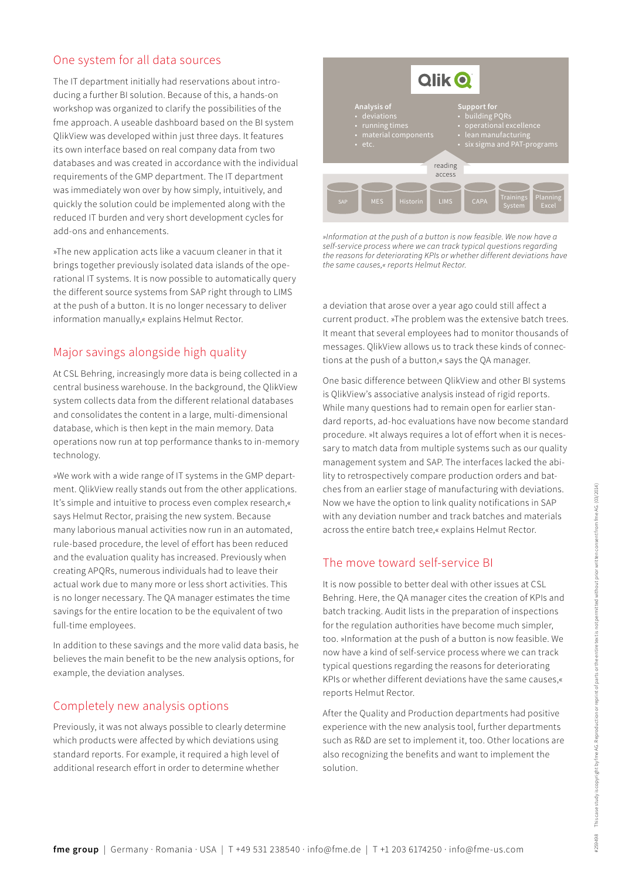## One system for all data sources

The IT department initially had reservations about introducing a further BI solution. Because of this, a hands-on workshop was organized to clarify the possibilities of the fme approach. A useable dashboard based on the BI system QlikView was developed within just three days. It features its own interface based on real company data from two databases and was created in accordance with the individual requirements of the GMP department. The IT department was immediately won over by how simply, intuitively, and quickly the solution could be implemented along with the reduced IT burden and very short development cycles for add-ons and enhancements.

»The new application acts like a vacuum cleaner in that it brings together previously isolated data islands of the operational IT systems. It is now possible to automatically query the different source systems from SAP right through to LIMS at the push of a button. It is no longer necessary to deliver information manually,« explains Helmut Rector.

## Major savings alongside high quality

At CSL Behring, increasingly more data is being collected in a central business warehouse. In the background, the QlikView system collects data from the different relational databases and consolidates the content in a large, multi-dimensional database, which is then kept in the main memory. Data operations now run at top performance thanks to in-memory technology.

»We work with a wide range of IT systems in the GMP department. QlikView really stands out from the other applications. It's simple and intuitive to process even complex research,« says Helmut Rector, praising the new system. Because many laborious manual activities now run in an automated, rule-based procedure, the level of effort has been reduced and the evaluation quality has increased. Previously when creating APQRs, numerous individuals had to leave their actual work due to many more or less short activities. This is no longer necessary. The QA manager estimates the time savings for the entire location to be the equivalent of two full-time employees.

In addition to these savings and the more valid data basis, he believes the main benefit to be the new analysis options, for example, the deviation analyses.

## Completely new analysis options

Previously, it was not always possible to clearly determine which products were affected by which deviations using standard reports. For example, it required a high level of additional research effort in order to determine whether a deviation that arose over a year ago could still affect a current product. »The problem was the extensive batch trees. It meant that several employees had to monitor thousands of messages. QlikView allows us to track these kinds of connections at the push of a button,« says the QA manager.

Qlik

Analysis of
- deviations
- running times
- material components
- etc.

Support for
- building PQRs
- operational excellence
- lean manufacturing
- six sigma and PAT-programs

reading access

SAP, MES, Historin, LIMS, CAPA, Trainings System, Planning Excel

*»Information at the push of a button is now feasible. We now have a self-service process where we can track typical questions regarding the reasons for deteriorating KPIs or whether different deviations have the same causes,« reports Helmut Rector.*

One basic difference between QlikView and other BI systems is QlikView's associative analysis instead of rigid reports. While many questions had to remain open for earlier standard reports, ad-hoc evaluations have now become standard procedure. »It always requires a lot of effort when it is necessary to match data from multiple systems such as our quality management system and SAP. The interfaces lacked the ability to retrospectively compare production orders and batches from an earlier stage of manufacturing with deviations. Now we have the option to link quality notifications in SAP with any deviation number and track batches and materials across the entire batch tree,« explains Helmut Rector.

## The move toward self-service BI

It is now possible to better deal with other issues at CSL Behring. Here, the QA manager cites the creation of KPIs and batch tracking. Audit lists in the preparation of inspections for the regulation authorities have become much simpler, too. »Information at the push of a button is now feasible. We now have a kind of self-service process where we can track typical questions regarding the reasons for deteriorating KPIs or whether different deviations have the same causes,« reports Helmut Rector.

After the Quality and Production departments had positive experience with the new analysis tool, further departments such as R&D are set to implement it, too. Other locations are also recognizing the benefits and want to implement the solution.

**fme group** | Germany · Romania · USA | T +49 531 238540 · info@fme.de | T +1 203 6174250 · info@fme-us.com

#259498 This case study is copyright by fme AG. Reproduction or reprint of parts or the entire text is not permitted without prior written consent from fme AG. (03/2014)